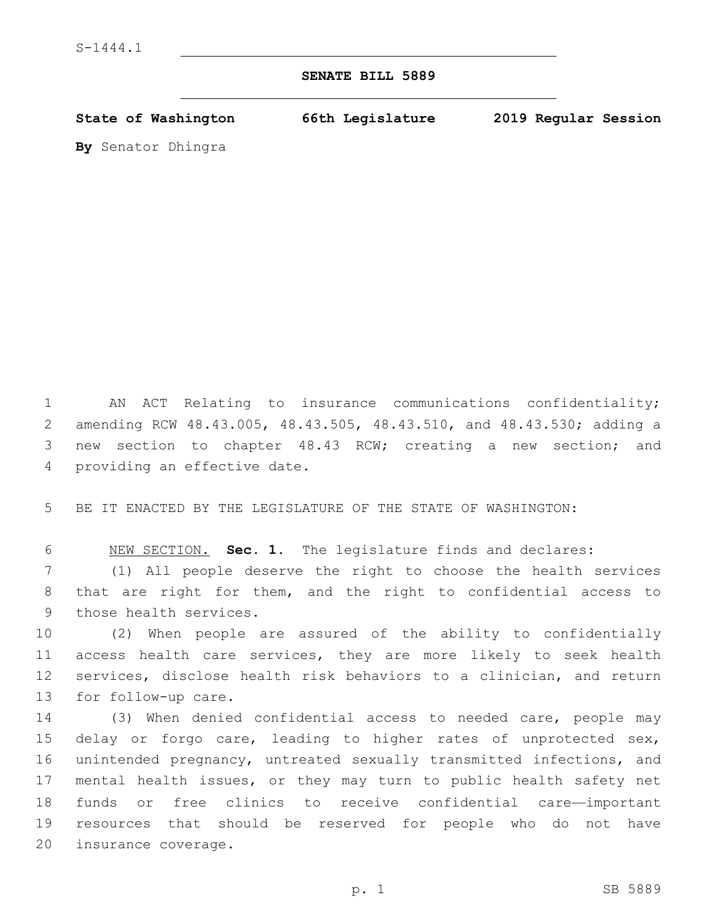S-1444.1

**SENATE BILL 5889**

**State of Washington 66th Legislature 2019 Regular Session**

**By** Senator Dhingra

AN ACT Relating to insurance communications confidentiality; amending RCW 48.43.005, 48.43.505, 48.43.510, and 48.43.530; adding a new section to chapter 48.43 RCW; creating a new section; and providing an effective date.

BE IT ENACTED BY THE LEGISLATURE OF THE STATE OF WASHINGTON:

NEW SECTION. **Sec. 1.** The legislature finds and declares:

(1) All people deserve the right to choose the health services that are right for them, and the right to confidential access to those health services.

(2) When people are assured of the ability to confidentially access health care services, they are more likely to seek health services, disclose health risk behaviors to a clinician, and return for follow-up care.

(3) When denied confidential access to needed care, people may delay or forgo care, leading to higher rates of unprotected sex, unintended pregnancy, untreated sexually transmitted infections, and mental health issues, or they may turn to public health safety net funds or free clinics to receive confidential care—important resources that should be reserved for people who do not have insurance coverage.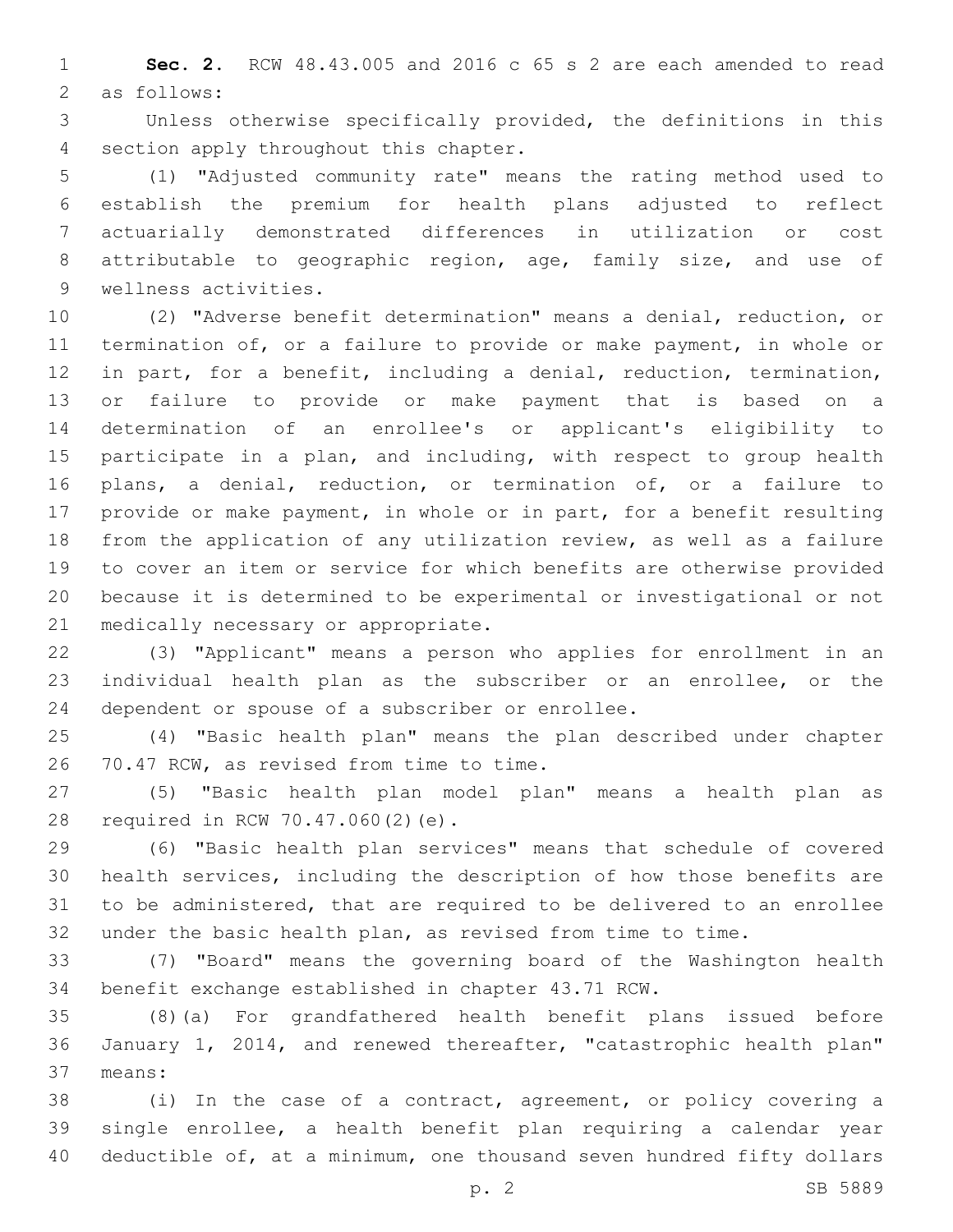**Sec. 2.** RCW 48.43.005 and 2016 c 65 s 2 are each amended to read as follows:

Unless otherwise specifically provided, the definitions in this section apply throughout this chapter.

(1) "Adjusted community rate" means the rating method used to establish the premium for health plans adjusted to reflect actuarially demonstrated differences in utilization or cost attributable to geographic region, age, family size, and use of wellness activities.

(2) "Adverse benefit determination" means a denial, reduction, or termination of, or a failure to provide or make payment, in whole or in part, for a benefit, including a denial, reduction, termination, or failure to provide or make payment that is based on a determination of an enrollee's or applicant's eligibility to participate in a plan, and including, with respect to group health plans, a denial, reduction, or termination of, or a failure to provide or make payment, in whole or in part, for a benefit resulting from the application of any utilization review, as well as a failure to cover an item or service for which benefits are otherwise provided because it is determined to be experimental or investigational or not medically necessary or appropriate.

(3) "Applicant" means a person who applies for enrollment in an individual health plan as the subscriber or an enrollee, or the dependent or spouse of a subscriber or enrollee.

(4) "Basic health plan" means the plan described under chapter 70.47 RCW, as revised from time to time.

(5) "Basic health plan model plan" means a health plan as required in RCW 70.47.060(2)(e).

(6) "Basic health plan services" means that schedule of covered health services, including the description of how those benefits are to be administered, that are required to be delivered to an enrollee under the basic health plan, as revised from time to time.

(7) "Board" means the governing board of the Washington health benefit exchange established in chapter 43.71 RCW.

(8)(a) For grandfathered health benefit plans issued before January 1, 2014, and renewed thereafter, "catastrophic health plan" means:

(i) In the case of a contract, agreement, or policy covering a single enrollee, a health benefit plan requiring a calendar year deductible of, at a minimum, one thousand seven hundred fifty dollars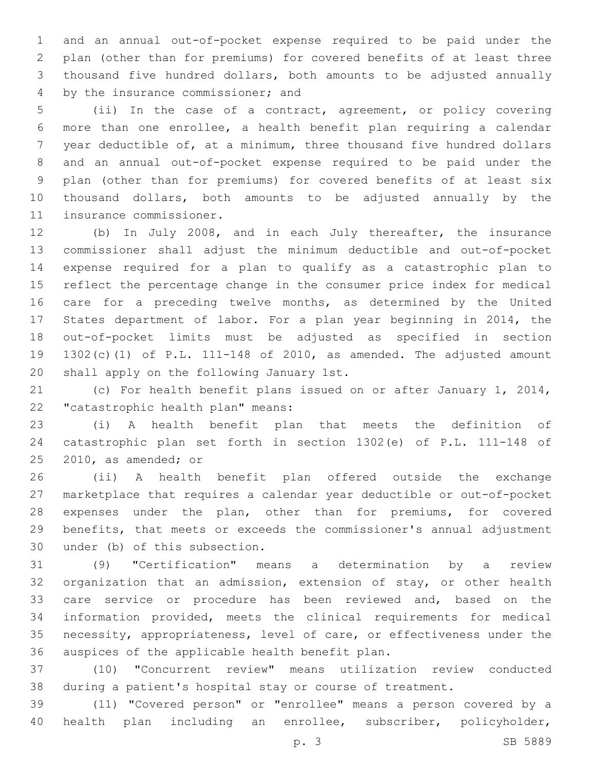and an annual out-of-pocket expense required to be paid under the plan (other than for premiums) for covered benefits of at least three thousand five hundred dollars, both amounts to be adjusted annually by the insurance commissioner; and

(ii) In the case of a contract, agreement, or policy covering more than one enrollee, a health benefit plan requiring a calendar year deductible of, at a minimum, three thousand five hundred dollars and an annual out-of-pocket expense required to be paid under the plan (other than for premiums) for covered benefits of at least six thousand dollars, both amounts to be adjusted annually by the insurance commissioner.

(b) In July 2008, and in each July thereafter, the insurance commissioner shall adjust the minimum deductible and out-of-pocket expense required for a plan to qualify as a catastrophic plan to reflect the percentage change in the consumer price index for medical care for a preceding twelve months, as determined by the United States department of labor. For a plan year beginning in 2014, the out-of-pocket limits must be adjusted as specified in section 1302(c)(1) of P.L. 111-148 of 2010, as amended. The adjusted amount shall apply on the following January 1st.

(c) For health benefit plans issued on or after January 1, 2014, "catastrophic health plan" means:

(i) A health benefit plan that meets the definition of catastrophic plan set forth in section 1302(e) of P.L. 111-148 of 2010, as amended; or

(ii) A health benefit plan offered outside the exchange marketplace that requires a calendar year deductible or out-of-pocket expenses under the plan, other than for premiums, for covered benefits, that meets or exceeds the commissioner's annual adjustment under (b) of this subsection.

(9) "Certification" means a determination by a review organization that an admission, extension of stay, or other health care service or procedure has been reviewed and, based on the information provided, meets the clinical requirements for medical necessity, appropriateness, level of care, or effectiveness under the auspices of the applicable health benefit plan.

(10) "Concurrent review" means utilization review conducted during a patient's hospital stay or course of treatment.

(11) "Covered person" or "enrollee" means a person covered by a health plan including an enrollee, subscriber, policyholder,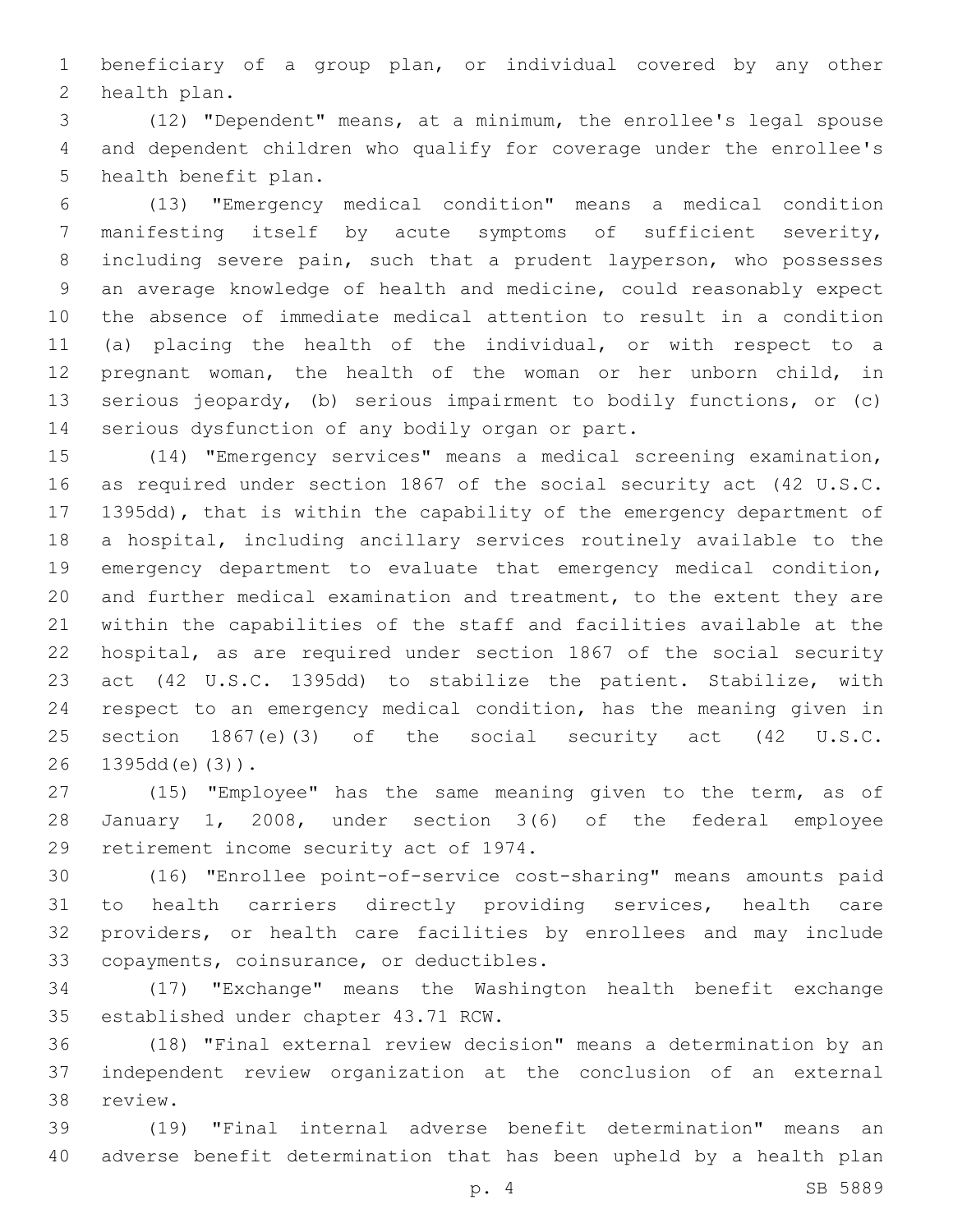beneficiary of a group plan, or individual covered by any other health plan.

(12) "Dependent" means, at a minimum, the enrollee's legal spouse and dependent children who qualify for coverage under the enrollee's health benefit plan.

(13) "Emergency medical condition" means a medical condition manifesting itself by acute symptoms of sufficient severity, including severe pain, such that a prudent layperson, who possesses an average knowledge of health and medicine, could reasonably expect the absence of immediate medical attention to result in a condition (a) placing the health of the individual, or with respect to a pregnant woman, the health of the woman or her unborn child, in serious jeopardy, (b) serious impairment to bodily functions, or (c) serious dysfunction of any bodily organ or part.

(14) "Emergency services" means a medical screening examination, as required under section 1867 of the social security act (42 U.S.C. 1395dd), that is within the capability of the emergency department of a hospital, including ancillary services routinely available to the emergency department to evaluate that emergency medical condition, and further medical examination and treatment, to the extent they are within the capabilities of the staff and facilities available at the hospital, as are required under section 1867 of the social security act (42 U.S.C. 1395dd) to stabilize the patient. Stabilize, with respect to an emergency medical condition, has the meaning given in section 1867(e)(3) of the social security act (42 U.S.C. 1395dd(e)(3)).

(15) "Employee" has the same meaning given to the term, as of January 1, 2008, under section 3(6) of the federal employee retirement income security act of 1974.

(16) "Enrollee point-of-service cost-sharing" means amounts paid to health carriers directly providing services, health care providers, or health care facilities by enrollees and may include copayments, coinsurance, or deductibles.

(17) "Exchange" means the Washington health benefit exchange established under chapter 43.71 RCW.

(18) "Final external review decision" means a determination by an independent review organization at the conclusion of an external review.

(19) "Final internal adverse benefit determination" means an adverse benefit determination that has been upheld by a health plan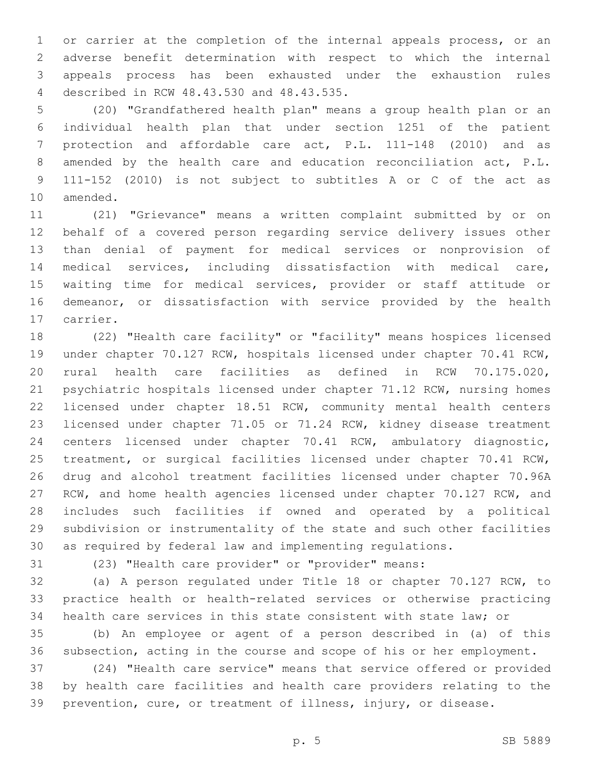or carrier at the completion of the internal appeals process, or an adverse benefit determination with respect to which the internal appeals process has been exhausted under the exhaustion rules described in RCW 48.43.530 and 48.43.535.

(20) "Grandfathered health plan" means a group health plan or an individual health plan that under section 1251 of the patient protection and affordable care act, P.L. 111-148 (2010) and as amended by the health care and education reconciliation act, P.L. 111-152 (2010) is not subject to subtitles A or C of the act as amended.

(21) "Grievance" means a written complaint submitted by or on behalf of a covered person regarding service delivery issues other than denial of payment for medical services or nonprovision of medical services, including dissatisfaction with medical care, waiting time for medical services, provider or staff attitude or demeanor, or dissatisfaction with service provided by the health carrier.

(22) "Health care facility" or "facility" means hospices licensed under chapter 70.127 RCW, hospitals licensed under chapter 70.41 RCW, rural health care facilities as defined in RCW 70.175.020, psychiatric hospitals licensed under chapter 71.12 RCW, nursing homes licensed under chapter 18.51 RCW, community mental health centers licensed under chapter 71.05 or 71.24 RCW, kidney disease treatment centers licensed under chapter 70.41 RCW, ambulatory diagnostic, treatment, or surgical facilities licensed under chapter 70.41 RCW, drug and alcohol treatment facilities licensed under chapter 70.96A RCW, and home health agencies licensed under chapter 70.127 RCW, and includes such facilities if owned and operated by a political subdivision or instrumentality of the state and such other facilities as required by federal law and implementing regulations.

(23) "Health care provider" or "provider" means:

(a) A person regulated under Title 18 or chapter 70.127 RCW, to practice health or health-related services or otherwise practicing health care services in this state consistent with state law; or

(b) An employee or agent of a person described in (a) of this subsection, acting in the course and scope of his or her employment.

(24) "Health care service" means that service offered or provided by health care facilities and health care providers relating to the prevention, cure, or treatment of illness, injury, or disease.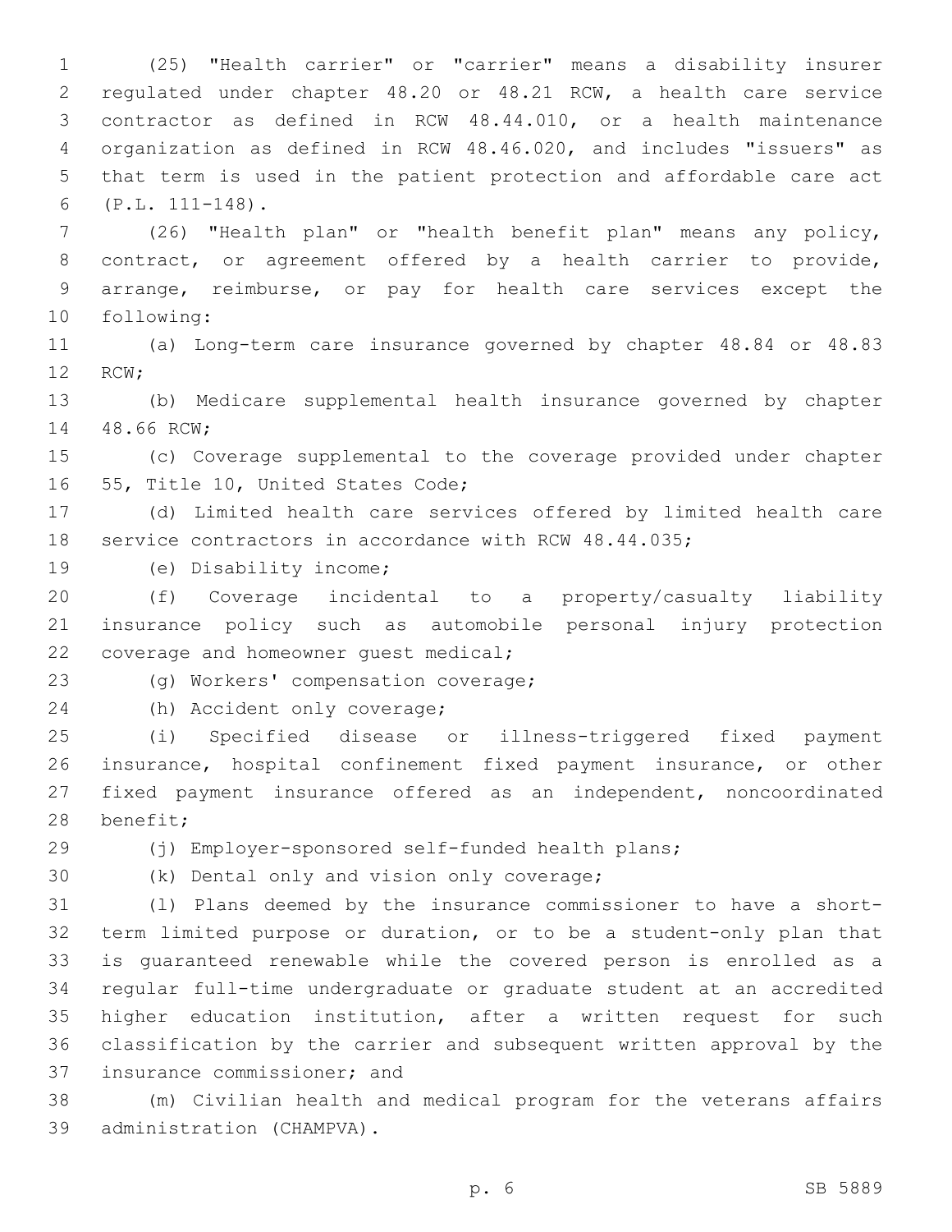(25) "Health carrier" or "carrier" means a disability insurer regulated under chapter 48.20 or 48.21 RCW, a health care service contractor as defined in RCW 48.44.010, or a health maintenance organization as defined in RCW 48.46.020, and includes "issuers" as that term is used in the patient protection and affordable care act (P.L. 111-148).

(26) "Health plan" or "health benefit plan" means any policy, contract, or agreement offered by a health carrier to provide, arrange, reimburse, or pay for health care services except the following:

(a) Long-term care insurance governed by chapter 48.84 or 48.83 RCW;

(b) Medicare supplemental health insurance governed by chapter 48.66 RCW;

(c) Coverage supplemental to the coverage provided under chapter 55, Title 10, United States Code;

(d) Limited health care services offered by limited health care service contractors in accordance with RCW 48.44.035;

(e) Disability income;

(f) Coverage incidental to a property/casualty liability insurance policy such as automobile personal injury protection coverage and homeowner guest medical;

(g) Workers' compensation coverage;

(h) Accident only coverage;

(i) Specified disease or illness-triggered fixed payment insurance, hospital confinement fixed payment insurance, or other fixed payment insurance offered as an independent, noncoordinated benefit;

(j) Employer-sponsored self-funded health plans;

(k) Dental only and vision only coverage;

(l) Plans deemed by the insurance commissioner to have a short-term limited purpose or duration, or to be a student-only plan that is guaranteed renewable while the covered person is enrolled as a regular full-time undergraduate or graduate student at an accredited higher education institution, after a written request for such classification by the carrier and subsequent written approval by the insurance commissioner; and

(m) Civilian health and medical program for the veterans affairs administration (CHAMPVA).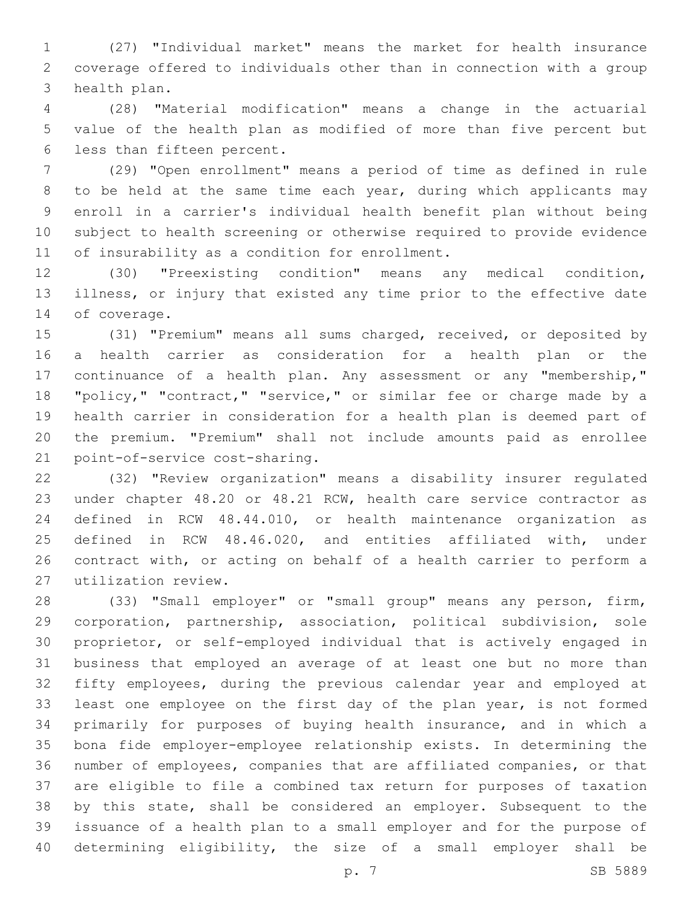(27) "Individual market" means the market for health insurance coverage offered to individuals other than in connection with a group health plan.

(28) "Material modification" means a change in the actuarial value of the health plan as modified of more than five percent but less than fifteen percent.

(29) "Open enrollment" means a period of time as defined in rule to be held at the same time each year, during which applicants may enroll in a carrier's individual health benefit plan without being subject to health screening or otherwise required to provide evidence of insurability as a condition for enrollment.

(30) "Preexisting condition" means any medical condition, illness, or injury that existed any time prior to the effective date of coverage.

(31) "Premium" means all sums charged, received, or deposited by a health carrier as consideration for a health plan or the continuance of a health plan. Any assessment or any "membership," "policy," "contract," "service," or similar fee or charge made by a health carrier in consideration for a health plan is deemed part of the premium. "Premium" shall not include amounts paid as enrollee point-of-service cost-sharing.

(32) "Review organization" means a disability insurer regulated under chapter 48.20 or 48.21 RCW, health care service contractor as defined in RCW 48.44.010, or health maintenance organization as defined in RCW 48.46.020, and entities affiliated with, under contract with, or acting on behalf of a health carrier to perform a utilization review.

(33) "Small employer" or "small group" means any person, firm, corporation, partnership, association, political subdivision, sole proprietor, or self-employed individual that is actively engaged in business that employed an average of at least one but no more than fifty employees, during the previous calendar year and employed at least one employee on the first day of the plan year, is not formed primarily for purposes of buying health insurance, and in which a bona fide employer-employee relationship exists. In determining the number of employees, companies that are affiliated companies, or that are eligible to file a combined tax return for purposes of taxation by this state, shall be considered an employer. Subsequent to the issuance of a health plan to a small employer and for the purpose of determining eligibility, the size of a small employer shall be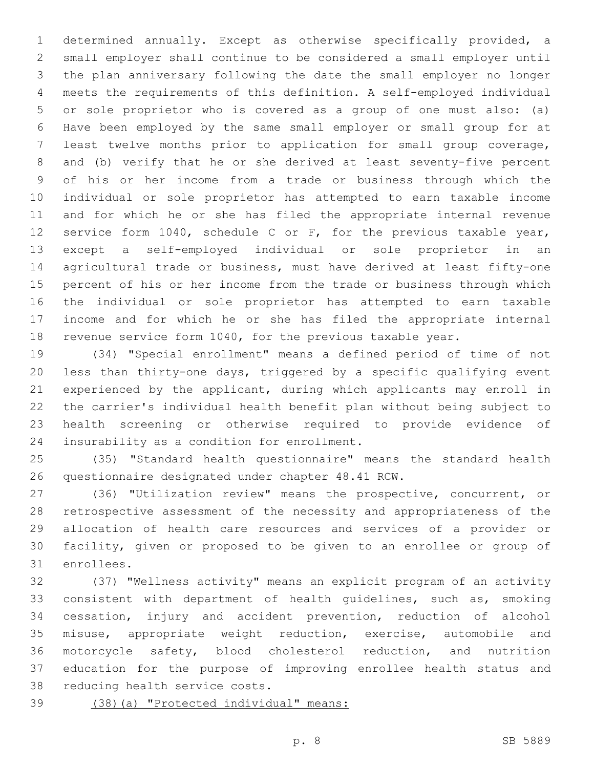determined annually. Except as otherwise specifically provided, a small employer shall continue to be considered a small employer until the plan anniversary following the date the small employer no longer meets the requirements of this definition. A self-employed individual or sole proprietor who is covered as a group of one must also: (a) Have been employed by the same small employer or small group for at least twelve months prior to application for small group coverage, and (b) verify that he or she derived at least seventy-five percent of his or her income from a trade or business through which the individual or sole proprietor has attempted to earn taxable income and for which he or she has filed the appropriate internal revenue service form 1040, schedule C or F, for the previous taxable year, except a self-employed individual or sole proprietor in an agricultural trade or business, must have derived at least fifty-one percent of his or her income from the trade or business through which the individual or sole proprietor has attempted to earn taxable income and for which he or she has filed the appropriate internal revenue service form 1040, for the previous taxable year.

(34) "Special enrollment" means a defined period of time of not less than thirty-one days, triggered by a specific qualifying event experienced by the applicant, during which applicants may enroll in the carrier's individual health benefit plan without being subject to health screening or otherwise required to provide evidence of insurability as a condition for enrollment.

(35) "Standard health questionnaire" means the standard health questionnaire designated under chapter 48.41 RCW.

(36) "Utilization review" means the prospective, concurrent, or retrospective assessment of the necessity and appropriateness of the allocation of health care resources and services of a provider or facility, given or proposed to be given to an enrollee or group of enrollees.

(37) "Wellness activity" means an explicit program of an activity consistent with department of health guidelines, such as, smoking cessation, injury and accident prevention, reduction of alcohol misuse, appropriate weight reduction, exercise, automobile and motorcycle safety, blood cholesterol reduction, and nutrition education for the purpose of improving enrollee health status and reducing health service costs.

<u>(38)(a) "Protected individual" means:</u>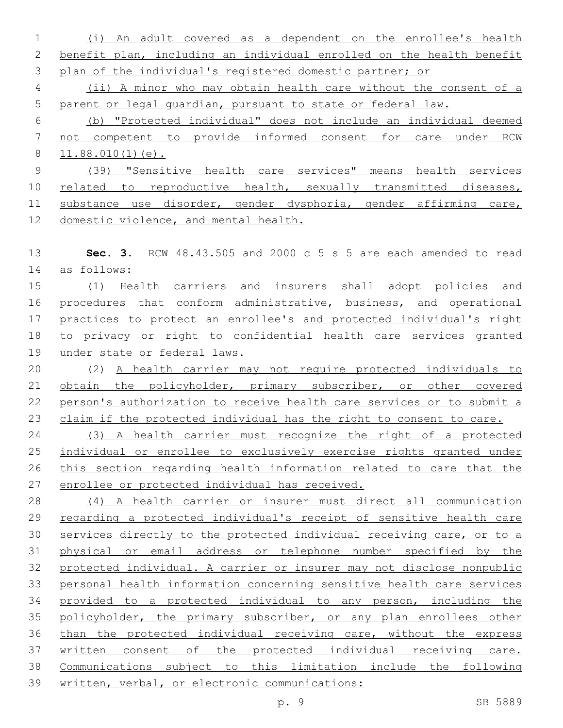(i) An adult covered as a dependent on the enrollee's health benefit plan, including an individual enrolled on the health benefit plan of the individual's registered domestic partner; or

(ii) A minor who may obtain health care without the consent of a parent or legal guardian, pursuant to state or federal law.

(b) "Protected individual" does not include an individual deemed not competent to provide informed consent for care under RCW 11.88.010(1)(e).

(39) "Sensitive health care services" means health services related to reproductive health, sexually transmitted diseases, substance use disorder, gender dysphoria, gender affirming care, domestic violence, and mental health.

**Sec. 3.** RCW 48.43.505 and 2000 c 5 s 5 are each amended to read as follows:

(1) Health carriers and insurers shall adopt policies and procedures that conform administrative, business, and operational practices to protect an enrollee's and protected individual's right to privacy or right to confidential health care services granted under state or federal laws.

(2) A health carrier may not require protected individuals to obtain the policyholder, primary subscriber, or other covered person's authorization to receive health care services or to submit a claim if the protected individual has the right to consent to care.

(3) A health carrier must recognize the right of a protected individual or enrollee to exclusively exercise rights granted under this section regarding health information related to care that the enrollee or protected individual has received.

(4) A health carrier or insurer must direct all communication regarding a protected individual's receipt of sensitive health care services directly to the protected individual receiving care, or to a physical or email address or telephone number specified by the protected individual. A carrier or insurer may not disclose nonpublic personal health information concerning sensitive health care services provided to a protected individual to any person, including the policyholder, the primary subscriber, or any plan enrollees other than the protected individual receiving care, without the express written consent of the protected individual receiving care. Communications subject to this limitation include the following written, verbal, or electronic communications: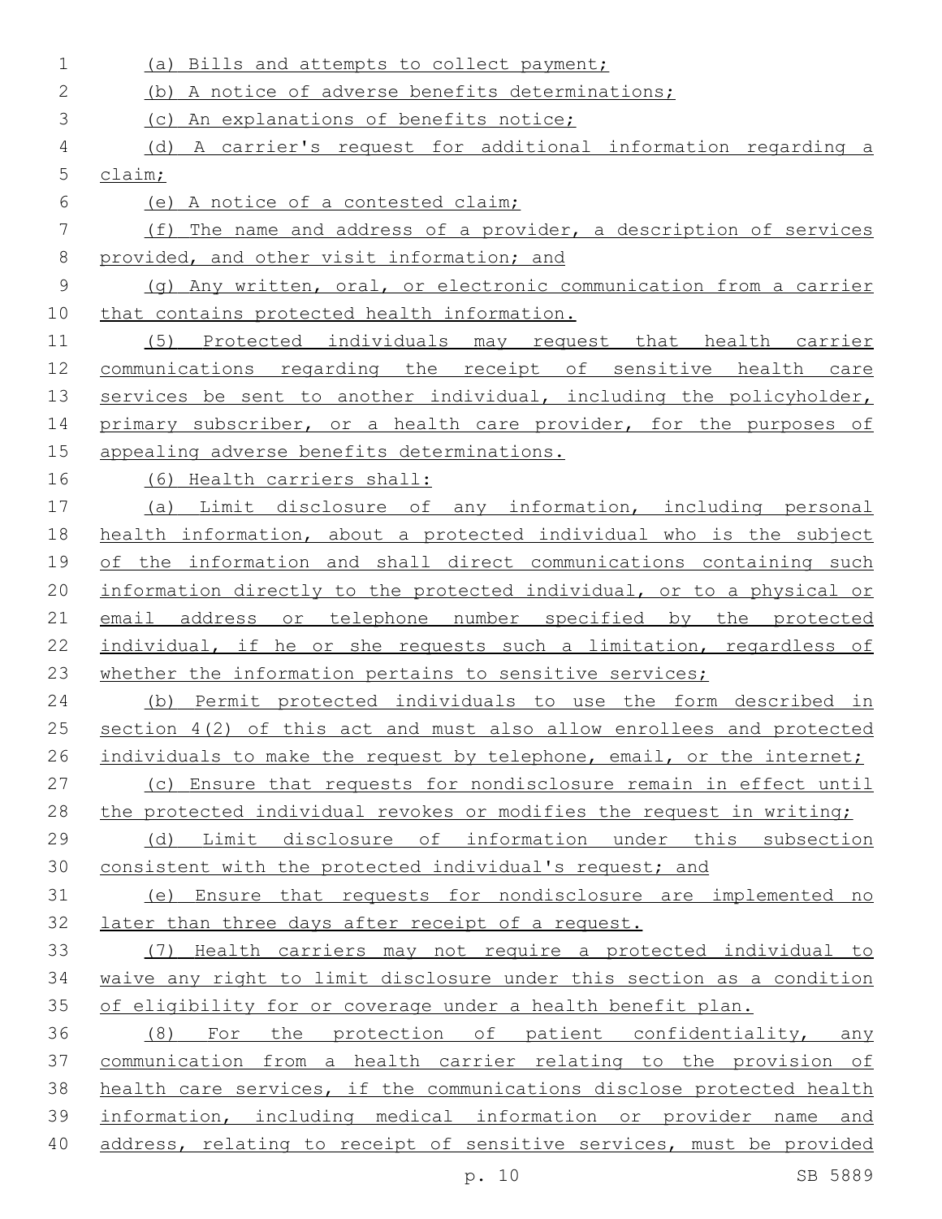(a) Bills and attempts to collect payment;

(b) A notice of adverse benefits determinations;

(c) An explanations of benefits notice;

(d) A carrier's request for additional information regarding a claim;

(e) A notice of a contested claim;

(f) The name and address of a provider, a description of services provided, and other visit information; and

(g) Any written, oral, or electronic communication from a carrier that contains protected health information.

(5) Protected individuals may request that health carrier communications regarding the receipt of sensitive health care services be sent to another individual, including the policyholder, primary subscriber, or a health care provider, for the purposes of appealing adverse benefits determinations.

(6) Health carriers shall:

(a) Limit disclosure of any information, including personal health information, about a protected individual who is the subject of the information and shall direct communications containing such information directly to the protected individual, or to a physical or email address or telephone number specified by the protected individual, if he or she requests such a limitation, regardless of whether the information pertains to sensitive services;

(b) Permit protected individuals to use the form described in section 4(2) of this act and must also allow enrollees and protected individuals to make the request by telephone, email, or the internet;

(c) Ensure that requests for nondisclosure remain in effect until the protected individual revokes or modifies the request in writing;

(d) Limit disclosure of information under this subsection consistent with the protected individual's request; and

(e) Ensure that requests for nondisclosure are implemented no later than three days after receipt of a request.

(7) Health carriers may not require a protected individual to waive any right to limit disclosure under this section as a condition of eligibility for or coverage under a health benefit plan.

(8) For the protection of patient confidentiality, any communication from a health carrier relating to the provision of health care services, if the communications disclose protected health information, including medical information or provider name and address, relating to receipt of sensitive services, must be provided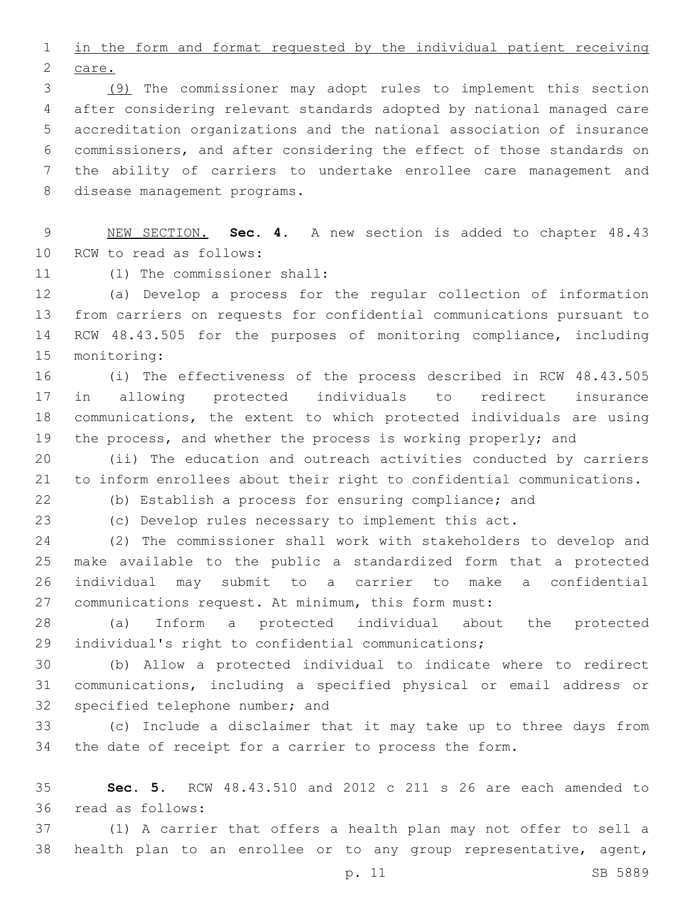in the form and format requested by the individual patient receiving care.

(9) The commissioner may adopt rules to implement this section after considering relevant standards adopted by national managed care accreditation organizations and the national association of insurance commissioners, and after considering the effect of those standards on the ability of carriers to undertake enrollee care management and disease management programs.

NEW SECTION. **Sec. 4.** A new section is added to chapter 48.43 RCW to read as follows:

(1) The commissioner shall:

(a) Develop a process for the regular collection of information from carriers on requests for confidential communications pursuant to RCW 48.43.505 for the purposes of monitoring compliance, including monitoring:

(i) The effectiveness of the process described in RCW 48.43.505 in allowing protected individuals to redirect insurance communications, the extent to which protected individuals are using the process, and whether the process is working properly; and

(ii) The education and outreach activities conducted by carriers to inform enrollees about their right to confidential communications.

(b) Establish a process for ensuring compliance; and

(c) Develop rules necessary to implement this act.

(2) The commissioner shall work with stakeholders to develop and make available to the public a standardized form that a protected individual may submit to a carrier to make a confidential communications request. At minimum, this form must:

(a) Inform a protected individual about the protected individual's right to confidential communications;

(b) Allow a protected individual to indicate where to redirect communications, including a specified physical or email address or specified telephone number; and

(c) Include a disclaimer that it may take up to three days from the date of receipt for a carrier to process the form.

**Sec. 5.** RCW 48.43.510 and 2012 c 211 s 26 are each amended to read as follows:

(1) A carrier that offers a health plan may not offer to sell a health plan to an enrollee or to any group representative, agent,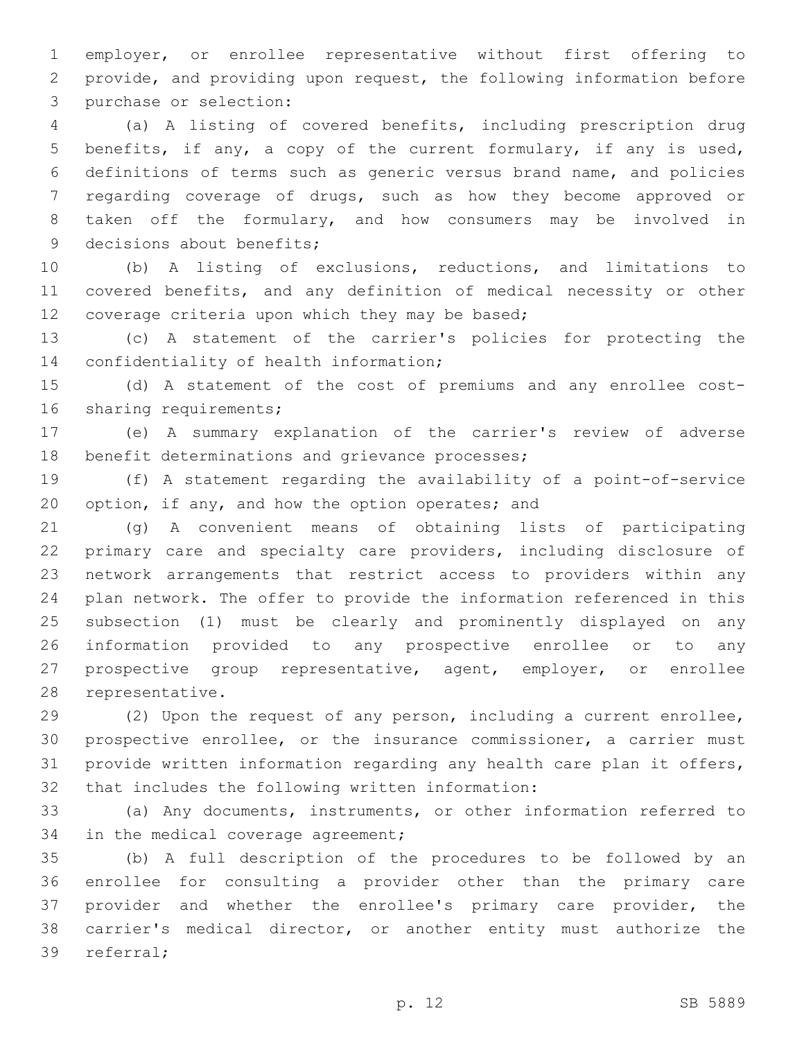employer, or enrollee representative without first offering to provide, and providing upon request, the following information before purchase or selection:

(a) A listing of covered benefits, including prescription drug benefits, if any, a copy of the current formulary, if any is used, definitions of terms such as generic versus brand name, and policies regarding coverage of drugs, such as how they become approved or taken off the formulary, and how consumers may be involved in decisions about benefits;

(b) A listing of exclusions, reductions, and limitations to covered benefits, and any definition of medical necessity or other coverage criteria upon which they may be based;

(c) A statement of the carrier's policies for protecting the confidentiality of health information;

(d) A statement of the cost of premiums and any enrollee cost-sharing requirements;

(e) A summary explanation of the carrier's review of adverse benefit determinations and grievance processes;

(f) A statement regarding the availability of a point-of-service option, if any, and how the option operates; and

(g) A convenient means of obtaining lists of participating primary care and specialty care providers, including disclosure of network arrangements that restrict access to providers within any plan network. The offer to provide the information referenced in this subsection (1) must be clearly and prominently displayed on any information provided to any prospective enrollee or to any prospective group representative, agent, employer, or enrollee representative.

(2) Upon the request of any person, including a current enrollee, prospective enrollee, or the insurance commissioner, a carrier must provide written information regarding any health care plan it offers, that includes the following written information:

(a) Any documents, instruments, or other information referred to in the medical coverage agreement;

(b) A full description of the procedures to be followed by an enrollee for consulting a provider other than the primary care provider and whether the enrollee's primary care provider, the carrier's medical director, or another entity must authorize the referral;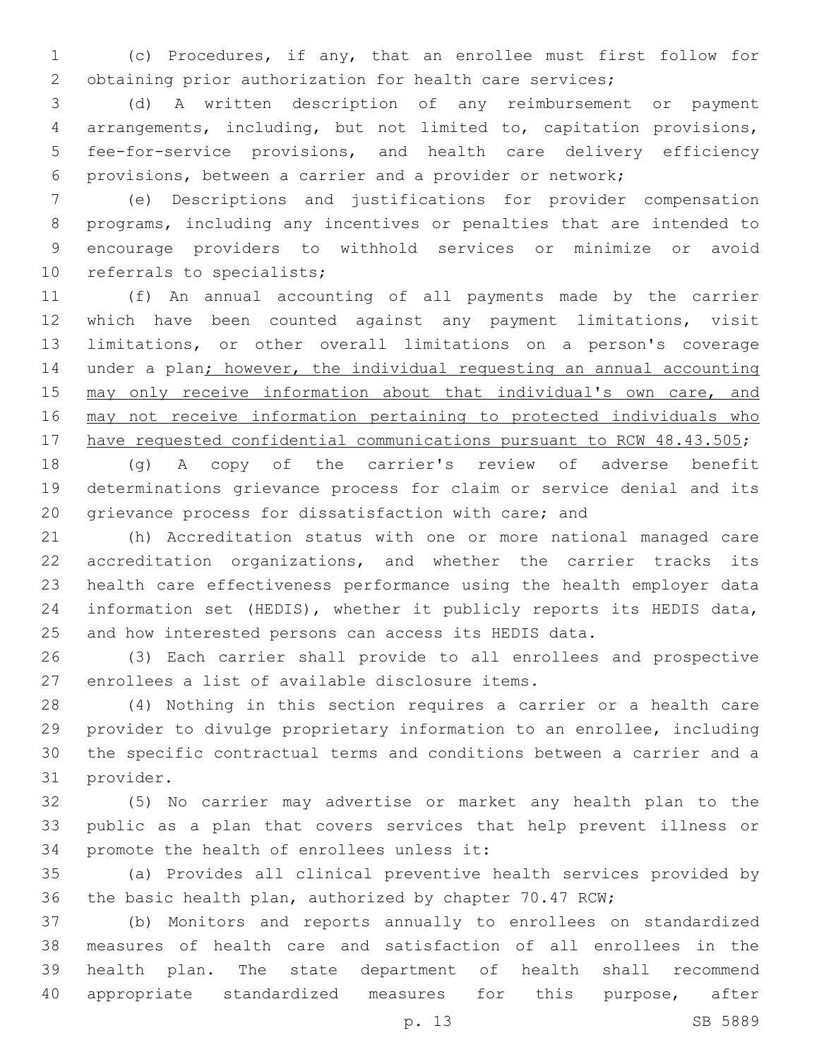(c) Procedures, if any, that an enrollee must first follow for obtaining prior authorization for health care services;

(d) A written description of any reimbursement or payment arrangements, including, but not limited to, capitation provisions, fee-for-service provisions, and health care delivery efficiency provisions, between a carrier and a provider or network;

(e) Descriptions and justifications for provider compensation programs, including any incentives or penalties that are intended to encourage providers to withhold services or minimize or avoid referrals to specialists;

(f) An annual accounting of all payments made by the carrier which have been counted against any payment limitations, visit limitations, or other overall limitations on a person's coverage under a plan<u>; however, the individual requesting an annual accounting may only receive information about that individual's own care, and may not receive information pertaining to protected individuals who have requested confidential communications pursuant to RCW 48.43.505</u>;

(g) A copy of the carrier's review of adverse benefit determinations grievance process for claim or service denial and its grievance process for dissatisfaction with care; and

(h) Accreditation status with one or more national managed care accreditation organizations, and whether the carrier tracks its health care effectiveness performance using the health employer data information set (HEDIS), whether it publicly reports its HEDIS data, and how interested persons can access its HEDIS data.

(3) Each carrier shall provide to all enrollees and prospective enrollees a list of available disclosure items.

(4) Nothing in this section requires a carrier or a health care provider to divulge proprietary information to an enrollee, including the specific contractual terms and conditions between a carrier and a provider.

(5) No carrier may advertise or market any health plan to the public as a plan that covers services that help prevent illness or promote the health of enrollees unless it:

(a) Provides all clinical preventive health services provided by the basic health plan, authorized by chapter 70.47 RCW;

(b) Monitors and reports annually to enrollees on standardized measures of health care and satisfaction of all enrollees in the health plan. The state department of health shall recommend appropriate standardized measures for this purpose, after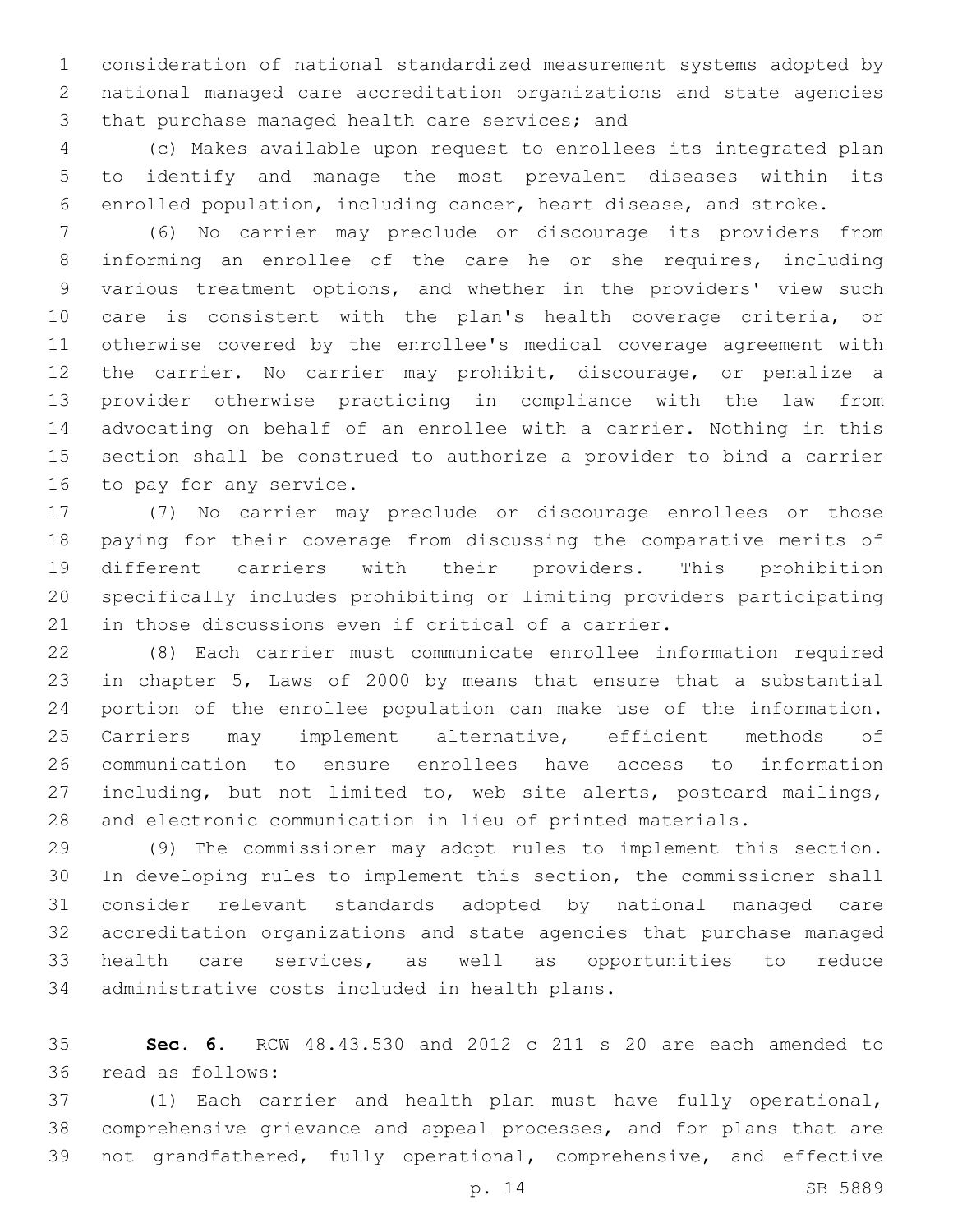consideration of national standardized measurement systems adopted by national managed care accreditation organizations and state agencies that purchase managed health care services; and

(c) Makes available upon request to enrollees its integrated plan to identify and manage the most prevalent diseases within its enrolled population, including cancer, heart disease, and stroke.

(6) No carrier may preclude or discourage its providers from informing an enrollee of the care he or she requires, including various treatment options, and whether in the providers' view such care is consistent with the plan's health coverage criteria, or otherwise covered by the enrollee's medical coverage agreement with the carrier. No carrier may prohibit, discourage, or penalize a provider otherwise practicing in compliance with the law from advocating on behalf of an enrollee with a carrier. Nothing in this section shall be construed to authorize a provider to bind a carrier to pay for any service.

(7) No carrier may preclude or discourage enrollees or those paying for their coverage from discussing the comparative merits of different carriers with their providers. This prohibition specifically includes prohibiting or limiting providers participating in those discussions even if critical of a carrier.

(8) Each carrier must communicate enrollee information required in chapter 5, Laws of 2000 by means that ensure that a substantial portion of the enrollee population can make use of the information. Carriers may implement alternative, efficient methods of communication to ensure enrollees have access to information including, but not limited to, web site alerts, postcard mailings, and electronic communication in lieu of printed materials.

(9) The commissioner may adopt rules to implement this section. In developing rules to implement this section, the commissioner shall consider relevant standards adopted by national managed care accreditation organizations and state agencies that purchase managed health care services, as well as opportunities to reduce administrative costs included in health plans.

**Sec. 6.** RCW 48.43.530 and 2012 c 211 s 20 are each amended to read as follows:

(1) Each carrier and health plan must have fully operational, comprehensive grievance and appeal processes, and for plans that are not grandfathered, fully operational, comprehensive, and effective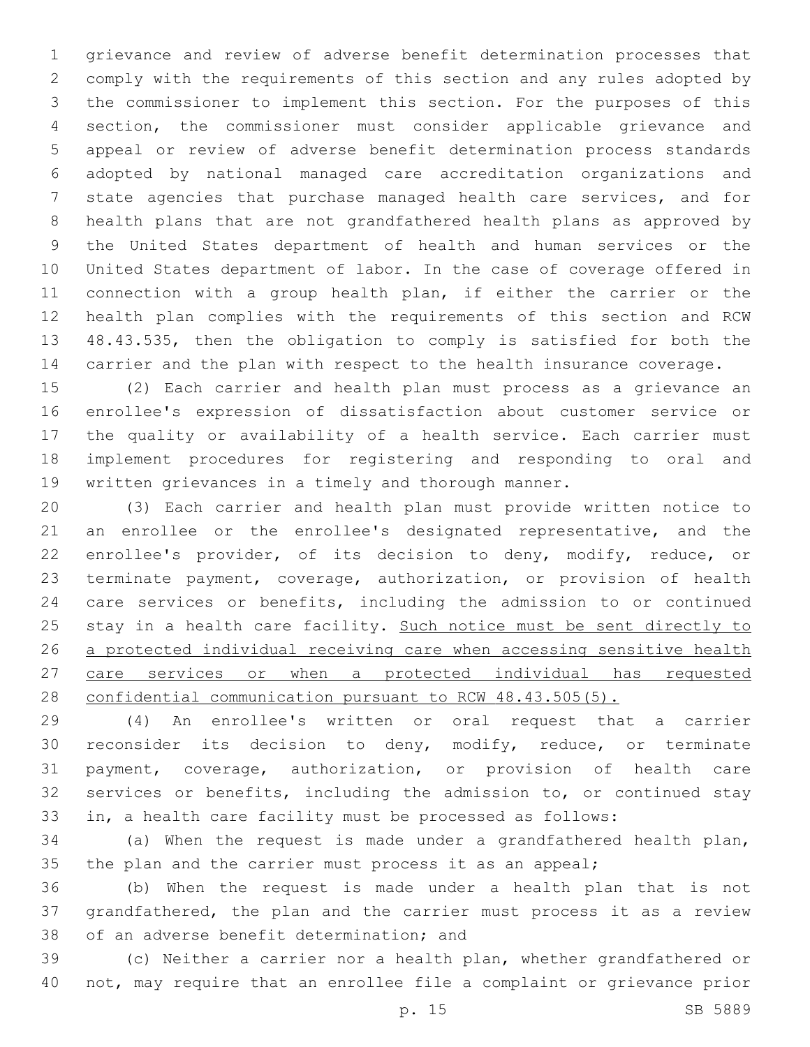grievance and review of adverse benefit determination processes that comply with the requirements of this section and any rules adopted by the commissioner to implement this section. For the purposes of this section, the commissioner must consider applicable grievance and appeal or review of adverse benefit determination process standards adopted by national managed care accreditation organizations and state agencies that purchase managed health care services, and for health plans that are not grandfathered health plans as approved by the United States department of health and human services or the United States department of labor. In the case of coverage offered in connection with a group health plan, if either the carrier or the health plan complies with the requirements of this section and RCW 48.43.535, then the obligation to comply is satisfied for both the carrier and the plan with respect to the health insurance coverage.

(2) Each carrier and health plan must process as a grievance an enrollee's expression of dissatisfaction about customer service or the quality or availability of a health service. Each carrier must implement procedures for registering and responding to oral and written grievances in a timely and thorough manner.

(3) Each carrier and health plan must provide written notice to an enrollee or the enrollee's designated representative, and the enrollee's provider, of its decision to deny, modify, reduce, or terminate payment, coverage, authorization, or provision of health care services or benefits, including the admission to or continued stay in a health care facility. <u>Such notice must be sent directly to a protected individual receiving care when accessing sensitive health care services or when a protected individual has requested confidential communication pursuant to RCW 48.43.505(5).</u>

(4) An enrollee's written or oral request that a carrier reconsider its decision to deny, modify, reduce, or terminate payment, coverage, authorization, or provision of health care services or benefits, including the admission to, or continued stay in, a health care facility must be processed as follows:

(a) When the request is made under a grandfathered health plan, the plan and the carrier must process it as an appeal;

(b) When the request is made under a health plan that is not grandfathered, the plan and the carrier must process it as a review of an adverse benefit determination; and

(c) Neither a carrier nor a health plan, whether grandfathered or not, may require that an enrollee file a complaint or grievance prior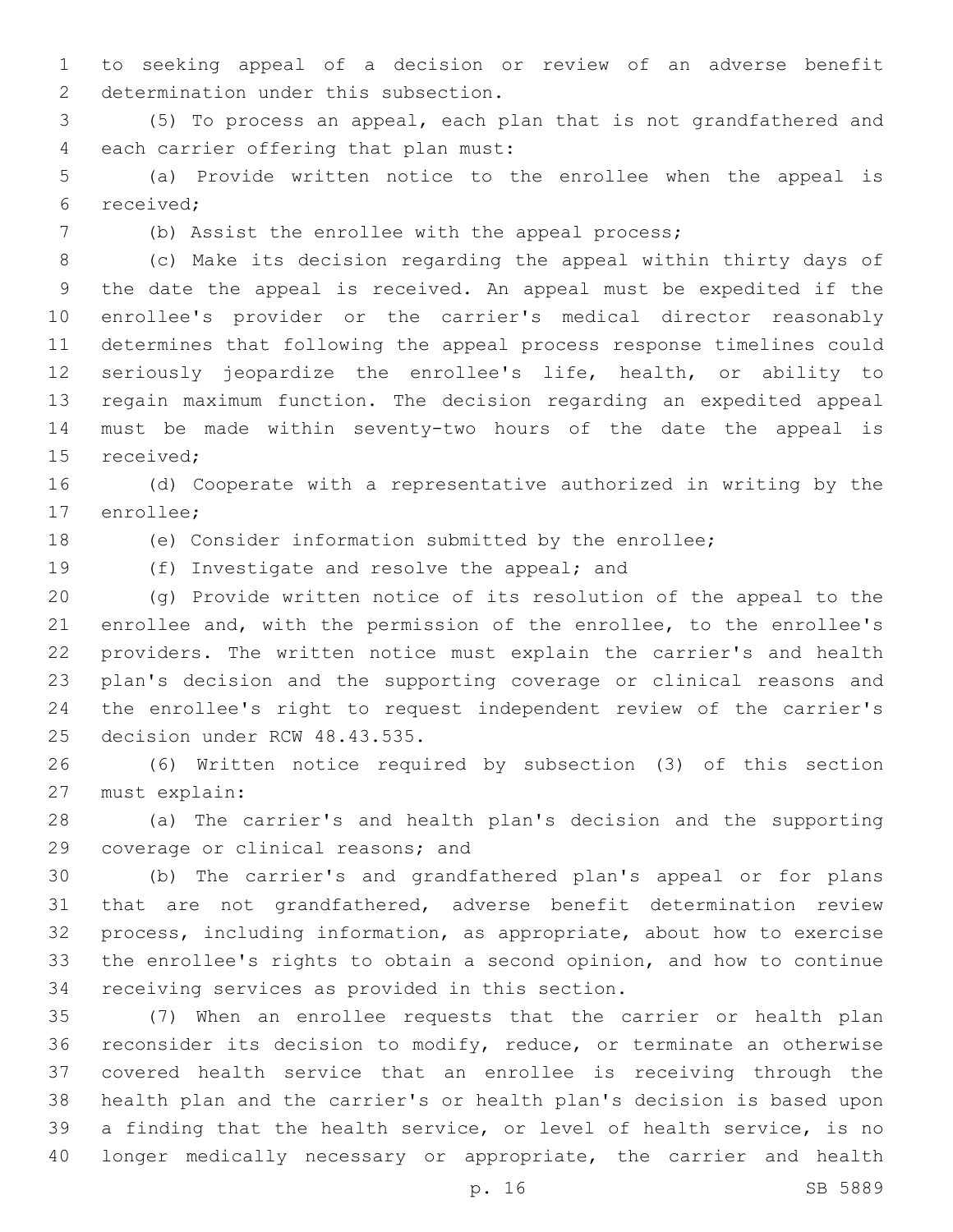to seeking appeal of a decision or review of an adverse benefit determination under this subsection.

(5) To process an appeal, each plan that is not grandfathered and each carrier offering that plan must:

(a) Provide written notice to the enrollee when the appeal is received;

(b) Assist the enrollee with the appeal process;

(c) Make its decision regarding the appeal within thirty days of the date the appeal is received. An appeal must be expedited if the enrollee's provider or the carrier's medical director reasonably determines that following the appeal process response timelines could seriously jeopardize the enrollee's life, health, or ability to regain maximum function. The decision regarding an expedited appeal must be made within seventy-two hours of the date the appeal is received;

(d) Cooperate with a representative authorized in writing by the enrollee;

(e) Consider information submitted by the enrollee;

(f) Investigate and resolve the appeal; and

(g) Provide written notice of its resolution of the appeal to the enrollee and, with the permission of the enrollee, to the enrollee's providers. The written notice must explain the carrier's and health plan's decision and the supporting coverage or clinical reasons and the enrollee's right to request independent review of the carrier's decision under RCW 48.43.535.

(6) Written notice required by subsection (3) of this section must explain:

(a) The carrier's and health plan's decision and the supporting coverage or clinical reasons; and

(b) The carrier's and grandfathered plan's appeal or for plans that are not grandfathered, adverse benefit determination review process, including information, as appropriate, about how to exercise the enrollee's rights to obtain a second opinion, and how to continue receiving services as provided in this section.

(7) When an enrollee requests that the carrier or health plan reconsider its decision to modify, reduce, or terminate an otherwise covered health service that an enrollee is receiving through the health plan and the carrier's or health plan's decision is based upon a finding that the health service, or level of health service, is no longer medically necessary or appropriate, the carrier and health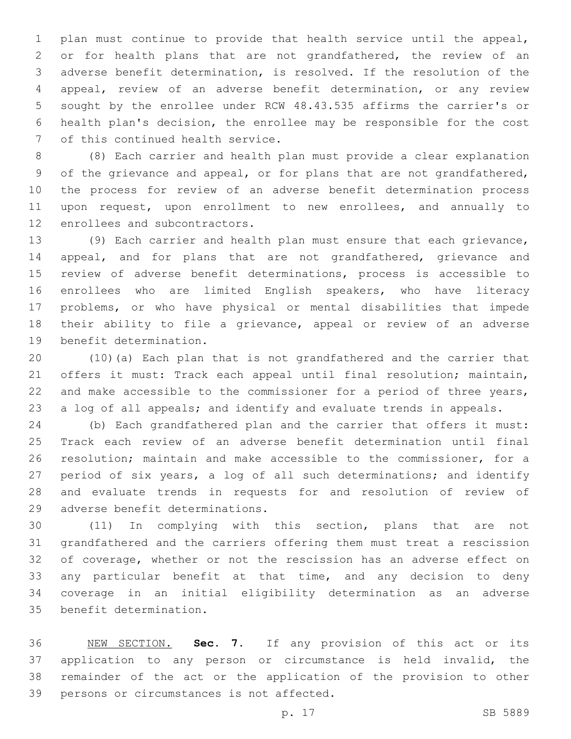plan must continue to provide that health service until the appeal, or for health plans that are not grandfathered, the review of an adverse benefit determination, is resolved. If the resolution of the appeal, review of an adverse benefit determination, or any review sought by the enrollee under RCW 48.43.535 affirms the carrier's or health plan's decision, the enrollee may be responsible for the cost of this continued health service.

(8) Each carrier and health plan must provide a clear explanation of the grievance and appeal, or for plans that are not grandfathered, the process for review of an adverse benefit determination process upon request, upon enrollment to new enrollees, and annually to enrollees and subcontractors.

(9) Each carrier and health plan must ensure that each grievance, appeal, and for plans that are not grandfathered, grievance and review of adverse benefit determinations, process is accessible to enrollees who are limited English speakers, who have literacy problems, or who have physical or mental disabilities that impede their ability to file a grievance, appeal or review of an adverse benefit determination.

(10)(a) Each plan that is not grandfathered and the carrier that offers it must: Track each appeal until final resolution; maintain, and make accessible to the commissioner for a period of three years, a log of all appeals; and identify and evaluate trends in appeals.

(b) Each grandfathered plan and the carrier that offers it must: Track each review of an adverse benefit determination until final resolution; maintain and make accessible to the commissioner, for a period of six years, a log of all such determinations; and identify and evaluate trends in requests for and resolution of review of adverse benefit determinations.

(11) In complying with this section, plans that are not grandfathered and the carriers offering them must treat a rescission of coverage, whether or not the rescission has an adverse effect on any particular benefit at that time, and any decision to deny coverage in an initial eligibility determination as an adverse benefit determination.

NEW SECTION. **Sec. 7.** If any provision of this act or its application to any person or circumstance is held invalid, the remainder of the act or the application of the provision to other persons or circumstances is not affected.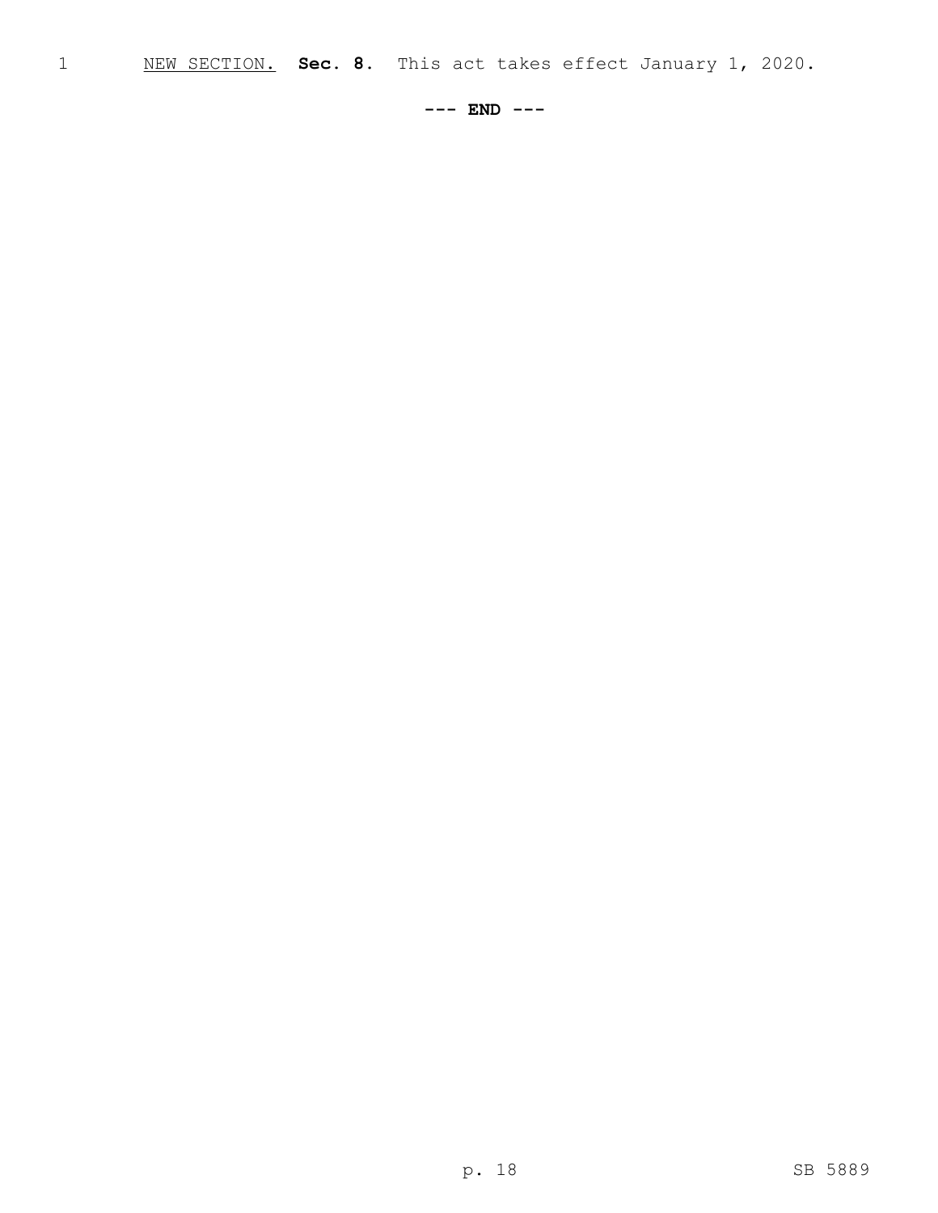NEW SECTION. **Sec. 8.** This act takes effect January 1, 2020.

**--- END ---**